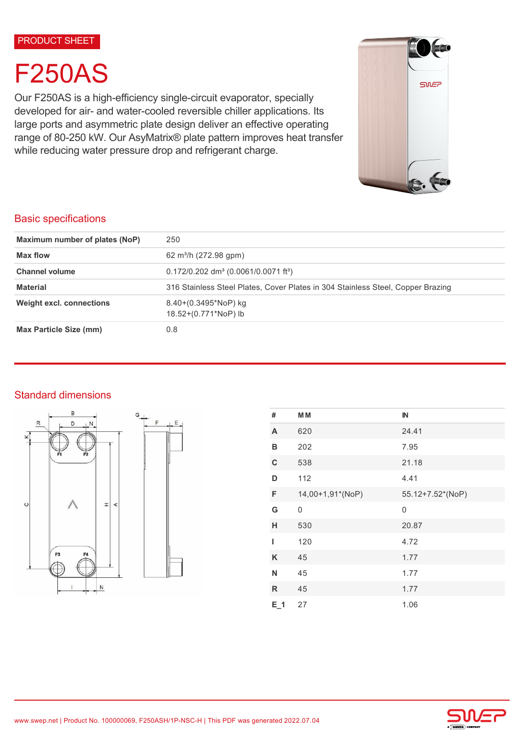PRODUCT SHEET

# F250AS

Our F250AS is a high-efficiency single-circuit evaporator, specially developed for air- and water-cooled reversible chiller applications. Its large ports and asymmetric plate design deliver an effective operating range of 80-250 kW. Our AsyMatrix® plate pattern improves heat transfer while reducing water pressure drop and refrigerant charge.

## Basic specifications

| | |
|---|---|
| **Maximum number of plates (NoP)** | 250 |
| **Max flow** | 62 m³/h (272.98 gpm) |
| **Channel volume** | 0.172/0.202 dm³ (0.0061/0.0071 ft³) |
| **Material** | 316 Stainless Steel Plates, Cover Plates in 304 Stainless Steel, Copper Brazing |
| **Weight excl. connections** | 8.40+(0.3495*NoP) kg<br>18.52+(0.771*NoP) lb |
| **Max Particle Size (mm)** | 0.8 |

## Standard dimensions

| # | MM | IN |
|---|---|---|
| **A** | 620 | 24.41 |
| **B** | 202 | 7.95 |
| **C** | 538 | 21.18 |
| **D** | 112 | 4.41 |
| **F** | 14,00+1,91*(NoP) | 55.12+7.52*(NoP) |
| **G** | 0 | 0 |
| **H** | 530 | 20.87 |
| **I** | 120 | 4.72 |
| **K** | 45 | 1.77 |
| **N** | 45 | 1.77 |
| **R** | 45 | 1.77 |
| **E_1** | 27 | 1.06 |

www.swep.net | Product No. 100000069, F250ASH/1P-NSC-H | This PDF was generated 2022.07.04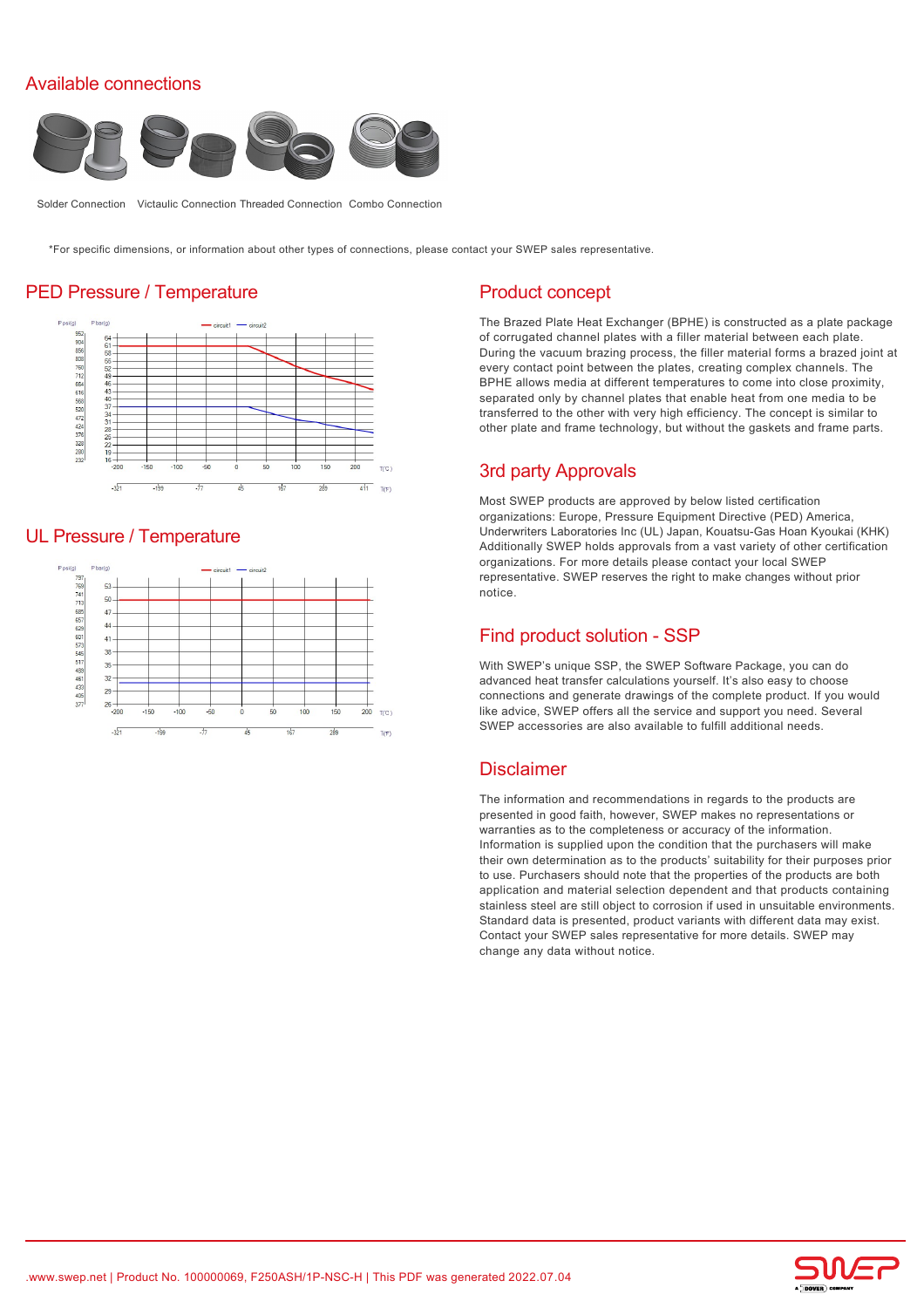## Available connections

Solder Connection Victaulic Connection Threaded Connection Combo Connection

*For specific dimensions, or information about other types of connections, please contact your SWEP sales representative.

## PED Pressure / Temperature

P psi(g) P bar(g)

circuit1 circuit2

952 904 856 808 760 712 664 616 568 520 472 424 376 328 280 232

64 61 58 55 52 49 46 43 40 37 34 31 28 25 22 19 16

-200 -150 -100 -50 0 50 100 150 200 T(°C)

-321 -199 -77 45 167 289 411 T(°F)

## UL Pressure / Temperature

P psi(g) P bar(g)

circuit1 circuit2

797 769 741 713 685 657 629 601 573 545 517 489 461 433 405 377

53 50 47 44 41 38 35 32 29 26

-200 -150 -100 -50 0 50 100 150 200 T(°C)

-321 -199 -77 45 167 289 T(°F)

## Product concept

The Brazed Plate Heat Exchanger (BPHE) is constructed as a plate package of corrugated channel plates with a filler material between each plate. During the vacuum brazing process, the filler material forms a brazed joint at every contact point between the plates, creating complex channels. The BPHE allows media at different temperatures to come into close proximity, separated only by channel plates that enable heat from one media to be transferred to the other with very high efficiency. The concept is similar to other plate and frame technology, but without the gaskets and frame parts.

## 3rd party Approvals

Most SWEP products are approved by below listed certification organizations: Europe, Pressure Equipment Directive (PED) America, Underwriters Laboratories Inc (UL) Japan, Kouatsu-Gas Hoan Kyoukai (KHK) Additionally SWEP holds approvals from a vast variety of other certification organizations. For more details please contact your local SWEP representative. SWEP reserves the right to make changes without prior notice.

## Find product solution - SSP

With SWEP's unique SSP, the SWEP Software Package, you can do advanced heat transfer calculations yourself. It's also easy to choose connections and generate drawings of the complete product. If you would like advice, SWEP offers all the service and support you need. Several SWEP accessories are also available to fulfill additional needs.

## Disclaimer

The information and recommendations in regards to the products are presented in good faith, however, SWEP makes no representations or warranties as to the completeness or accuracy of the information. Information is supplied upon the condition that the purchasers will make their own determination as to the products' suitability for their purposes prior to use. Purchasers should note that the properties of the products are both application and material selection dependent and that products containing stainless steel are still object to corrosion if used in unsuitable environments. Standard data is presented, product variants with different data may exist. Contact your SWEP sales representative for more details. SWEP may change any data without notice.

.www.swep.net | Product No. 100000069, F250ASH/1P-NSC-H | This PDF was generated 2022.07.04